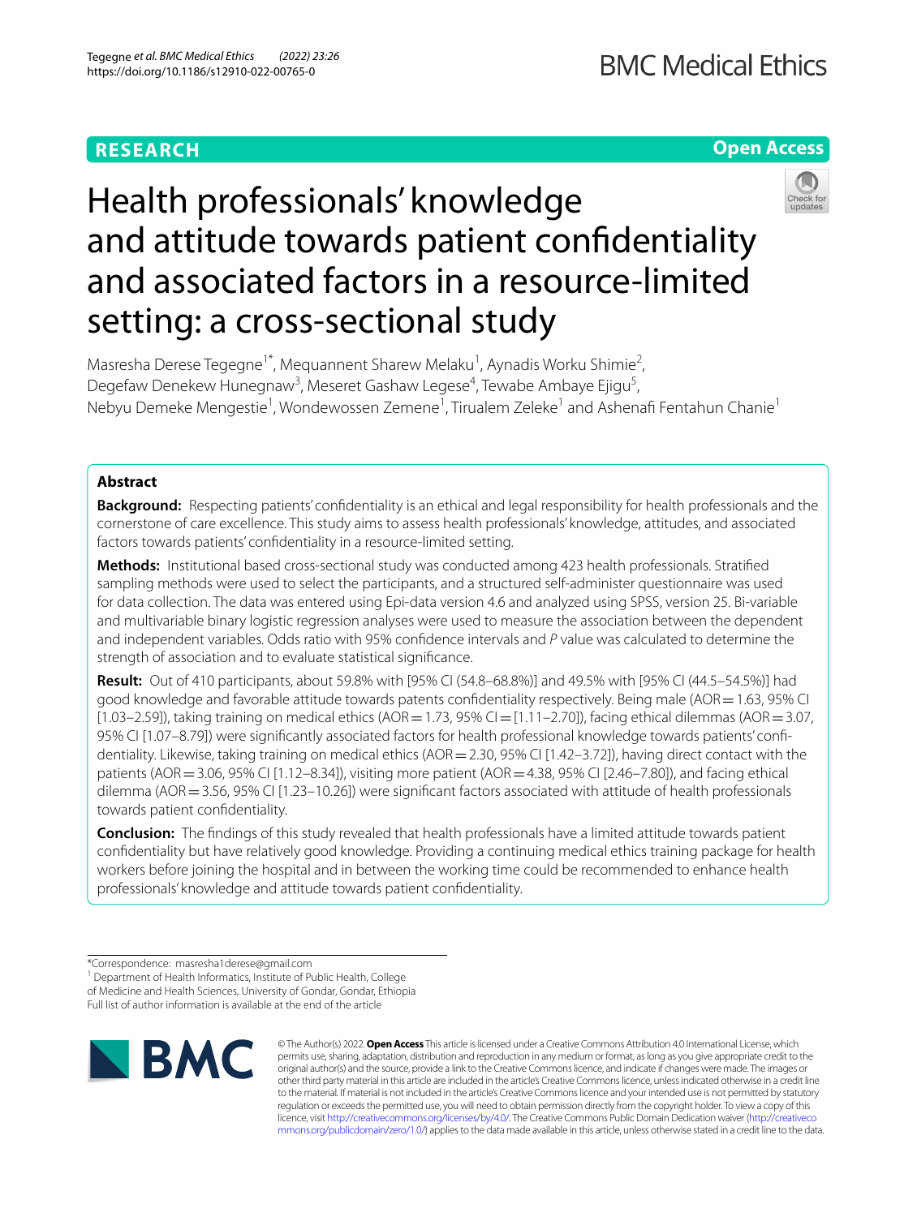RESEARCH

Open Access

# Health professionals' knowledge and attitude towards patient confidentiality and associated factors in a resource-limited setting: a cross-sectional study

Masresha Derese Tegegne[1*], Mequannent Sharew Melaku[1], Aynadis Worku Shimie[2], Degefaw Denekew Hunegnaw[3], Meseret Gashaw Legese[4], Tewabe Ambaye Ejigu[5], Nebyu Demeke Mengestie[1], Wondewossen Zemene[1], Tirualem Zeleke[1] and Ashenafi Fentahun Chanie[1]

## Abstract

**Background:** Respecting patients' confidentiality is an ethical and legal responsibility for health professionals and the cornerstone of care excellence. This study aims to assess health professionals' knowledge, attitudes, and associated factors towards patients' confidentiality in a resource-limited setting.

**Methods:** Institutional based cross-sectional study was conducted among 423 health professionals. Stratified sampling methods were used to select the participants, and a structured self-administer questionnaire was used for data collection. The data was entered using Epi-data version 4.6 and analyzed using SPSS, version 25. Bi-variable and multivariable binary logistic regression analyses were used to measure the association between the dependent and independent variables. Odds ratio with 95% confidence intervals and *P* value was calculated to determine the strength of association and to evaluate statistical significance.

**Result:** Out of 410 participants, about 59.8% with [95% CI (54.8–68.8%)] and 49.5% with [95% CI (44.5–54.5%)] had good knowledge and favorable attitude towards patents confidentiality respectively. Being male (AOR = 1.63, 95% CI [1.03–2.59]), taking training on medical ethics (AOR = 1.73, 95% CI = [1.11–2.70]), facing ethical dilemmas (AOR = 3.07, 95% CI [1.07–8.79]) were significantly associated factors for health professional knowledge towards patients' confidentiality. Likewise, taking training on medical ethics (AOR = 2.30, 95% CI [1.42–3.72]), having direct contact with the patients (AOR = 3.06, 95% CI [1.12–8.34]), visiting more patient (AOR = 4.38, 95% CI [2.46–7.80]), and facing ethical dilemma (AOR = 3.56, 95% CI [1.23–10.26]) were significant factors associated with attitude of health professionals towards patient confidentiality.

**Conclusion:** The findings of this study revealed that health professionals have a limited attitude towards patient confidentiality but have relatively good knowledge. Providing a continuing medical ethics training package for health workers before joining the hospital and in between the working time could be recommended to enhance health professionals' knowledge and attitude towards patient confidentiality.

*Correspondence: masresha1derese@gmail.com
[1] Department of Health Informatics, Institute of Public Health, College of Medicine and Health Sciences, University of Gondar, Gondar, Ethiopia
Full list of author information is available at the end of the article

© The Author(s) 2022. **Open Access** This article is licensed under a Creative Commons Attribution 4.0 International License, which permits use, sharing, adaptation, distribution and reproduction in any medium or format, as long as you give appropriate credit to the original author(s) and the source, provide a link to the Creative Commons licence, and indicate if changes were made. The images or other third party material in this article are included in the article's Creative Commons licence, unless indicated otherwise in a credit line to the material. If material is not included in the article's Creative Commons licence and your intended use is not permitted by statutory regulation or exceeds the permitted use, you will need to obtain permission directly from the copyright holder. To view a copy of this licence, visit http://creativecommons.org/licenses/by/4.0/. The Creative Commons Public Domain Dedication waiver (http://creativecommons.org/publicdomain/zero/1.0/) applies to the data made available in this article, unless otherwise stated in a credit line to the data.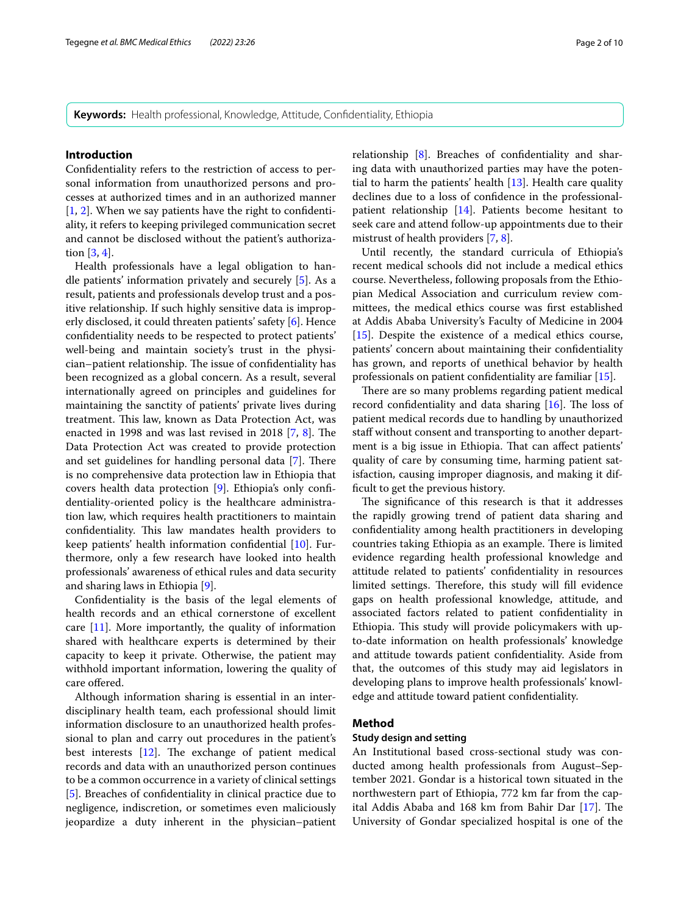**Keywords:** Health professional, Knowledge, Attitude, Confidentiality, Ethiopia

## Introduction

Confidentiality refers to the restriction of access to personal information from unauthorized persons and processes at authorized times and in an authorized manner [1, 2]. When we say patients have the right to confidentiality, it refers to keeping privileged communication secret and cannot be disclosed without the patient's authorization [3, 4].

Health professionals have a legal obligation to handle patients' information privately and securely [5]. As a result, patients and professionals develop trust and a positive relationship. If such highly sensitive data is improperly disclosed, it could threaten patients' safety [6]. Hence confidentiality needs to be respected to protect patients' well-being and maintain society's trust in the physician–patient relationship. The issue of confidentiality has been recognized as a global concern. As a result, several internationally agreed on principles and guidelines for maintaining the sanctity of patients' private lives during treatment. This law, known as Data Protection Act, was enacted in 1998 and was last revised in 2018 [7, 8]. The Data Protection Act was created to provide protection and set guidelines for handling personal data [7]. There is no comprehensive data protection law in Ethiopia that covers health data protection [9]. Ethiopia's only confidentiality-oriented policy is the healthcare administration law, which requires health practitioners to maintain confidentiality. This law mandates health providers to keep patients' health information confidential [10]. Furthermore, only a few research have looked into health professionals' awareness of ethical rules and data security and sharing laws in Ethiopia [9].

Confidentiality is the basis of the legal elements of health records and an ethical cornerstone of excellent care [11]. More importantly, the quality of information shared with healthcare experts is determined by their capacity to keep it private. Otherwise, the patient may withhold important information, lowering the quality of care offered.

Although information sharing is essential in an interdisciplinary health team, each professional should limit information disclosure to an unauthorized health professional to plan and carry out procedures in the patient's best interests [12]. The exchange of patient medical records and data with an unauthorized person continues to be a common occurrence in a variety of clinical settings [5]. Breaches of confidentiality in clinical practice due to negligence, indiscretion, or sometimes even maliciously jeopardize a duty inherent in the physician–patient relationship [8]. Breaches of confidentiality and sharing data with unauthorized parties may have the potential to harm the patients' health [13]. Health care quality declines due to a loss of confidence in the professional-patient relationship [14]. Patients become hesitant to seek care and attend follow-up appointments due to their mistrust of health providers [7, 8].

Until recently, the standard curricula of Ethiopia's recent medical schools did not include a medical ethics course. Nevertheless, following proposals from the Ethiopian Medical Association and curriculum review committees, the medical ethics course was first established at Addis Ababa University's Faculty of Medicine in 2004 [15]. Despite the existence of a medical ethics course, patients' concern about maintaining their confidentiality has grown, and reports of unethical behavior by health professionals on patient confidentiality are familiar [15].

There are so many problems regarding patient medical record confidentiality and data sharing [16]. The loss of patient medical records due to handling by unauthorized staff without consent and transporting to another department is a big issue in Ethiopia. That can affect patients' quality of care by consuming time, harming patient satisfaction, causing improper diagnosis, and making it difficult to get the previous history.

The significance of this research is that it addresses the rapidly growing trend of patient data sharing and confidentiality among health practitioners in developing countries taking Ethiopia as an example. There is limited evidence regarding health professional knowledge and attitude related to patients' confidentiality in resources limited settings. Therefore, this study will fill evidence gaps on health professional knowledge, attitude, and associated factors related to patient confidentiality in Ethiopia. This study will provide policymakers with up-to-date information on health professionals' knowledge and attitude towards patient confidentiality. Aside from that, the outcomes of this study may aid legislators in developing plans to improve health professionals' knowledge and attitude toward patient confidentiality.

## Method

### Study design and setting

An Institutional based cross-sectional study was conducted among health professionals from August–September 2021. Gondar is a historical town situated in the northwestern part of Ethiopia, 772 km far from the capital Addis Ababa and 168 km from Bahir Dar [17]. The University of Gondar specialized hospital is one of the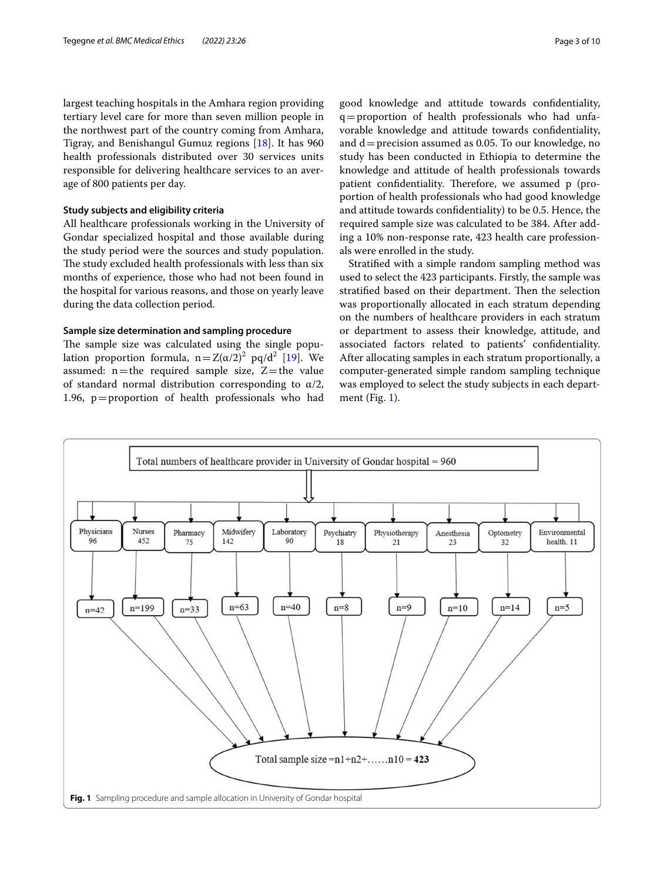largest teaching hospitals in the Amhara region providing tertiary level care for more than seven million people in the northwest part of the country coming from Amhara, Tigray, and Benishangul Gumuz regions [18]. It has 960 health professionals distributed over 30 services units responsible for delivering healthcare services to an average of 800 patients per day.

### Study subjects and eligibility criteria

All healthcare professionals working in the University of Gondar specialized hospital and those available during the study period were the sources and study population. The study excluded health professionals with less than six months of experience, those who had not been found in the hospital for various reasons, and those on yearly leave during the data collection period.

### Sample size determination and sampling procedure

The sample size was calculated using the single population proportion formula, $n = Z(\alpha/2)^2\ pq/d^2$ [19]. We assumed: n = the required sample size, Z = the value of standard normal distribution corresponding to $\alpha/2$, 1.96, p = proportion of health professionals who had good knowledge and attitude towards confidentiality, q = proportion of health professionals who had unfavorable knowledge and attitude towards confidentiality, and d = precision assumed as 0.05. To our knowledge, no study has been conducted in Ethiopia to determine the knowledge and attitude of health professionals towards patient confidentiality. Therefore, we assumed p (proportion of health professionals who had good knowledge and attitude towards confidentiality) to be 0.5. Hence, the required sample size was calculated to be 384. After adding a 10% non-response rate, 423 health care professionals were enrolled in the study.

Stratified with a simple random sampling method was used to select the 423 participants. Firstly, the sample was stratified based on their department. Then the selection was proportionally allocated in each stratum depending on the numbers of healthcare providers in each stratum or department to assess their knowledge, attitude, and associated factors related to patients' confidentiality. After allocating samples in each stratum proportionally, a computer-generated simple random sampling technique was employed to select the study subjects in each department (Fig. 1).

Total numbers of healthcare provider in University of Gondar hospital = 960

| Department | Total | Sample |
|---|---|---|
| Physicians | 96 | n=42 |
| Nurses | 452 | n=199 |
| Pharmacy | 75 | n=33 |
| Midwifery | 142 | n=63 |
| Laboratory | 90 | n=40 |
| Psychiatry | 18 | n=8 |
| Physiotherapy | 21 | n=9 |
| Anesthesia | 23 | n=10 |
| Optometry | 32 | n=14 |
| Environmental health | 11 | n=5 |

Total sample size = n1+n2+……n10 = **423**

**Fig. 1** Sampling procedure and sample allocation in University of Gondar hospital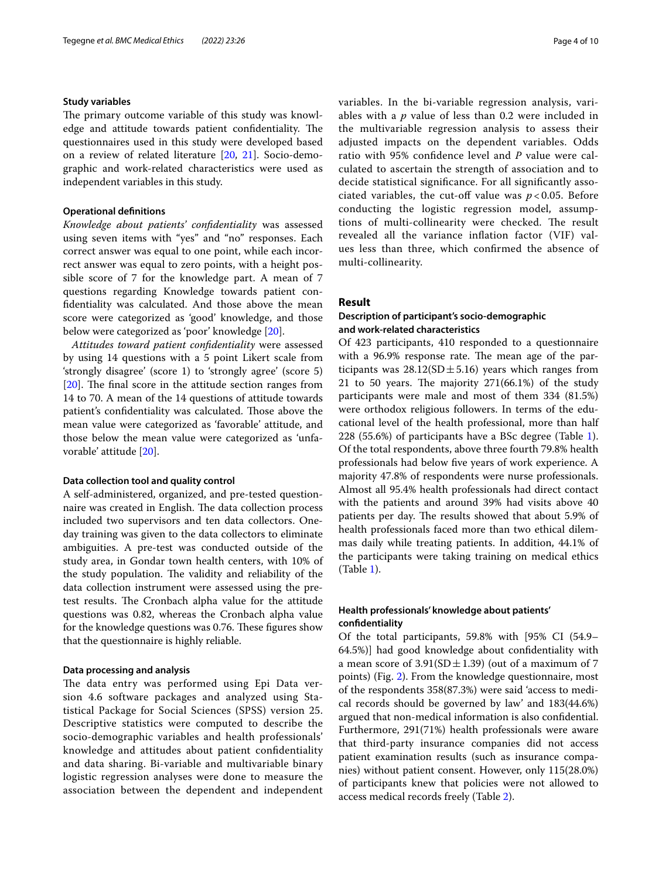### Study variables

The primary outcome variable of this study was knowledge and attitude towards patient confidentiality. The questionnaires used in this study were developed based on a review of related literature [20, 21]. Socio-demographic and work-related characteristics were used as independent variables in this study.

### Operational definitions

*Knowledge about patients' confidentiality* was assessed using seven items with "yes" and "no" responses. Each correct answer was equal to one point, while each incorrect answer was equal to zero points, with a height possible score of 7 for the knowledge part. A mean of 7 questions regarding Knowledge towards patient confidentiality was calculated. And those above the mean score were categorized as 'good' knowledge, and those below were categorized as 'poor' knowledge [20].

*Attitudes toward patient confidentiality* were assessed by using 14 questions with a 5 point Likert scale from 'strongly disagree' (score 1) to 'strongly agree' (score 5) [20]. The final score in the attitude section ranges from 14 to 70. A mean of the 14 questions of attitude towards patient's confidentiality was calculated. Those above the mean value were categorized as 'favorable' attitude, and those below the mean value were categorized as 'unfavorable' attitude [20].

### Data collection tool and quality control

A self-administered, organized, and pre-tested questionnaire was created in English. The data collection process included two supervisors and ten data collectors. One-day training was given to the data collectors to eliminate ambiguities. A pre-test was conducted outside of the study area, in Gondar town health centers, with 10% of the study population. The validity and reliability of the data collection instrument were assessed using the pre-test results. The Cronbach alpha value for the attitude questions was 0.82, whereas the Cronbach alpha value for the knowledge questions was 0.76. These figures show that the questionnaire is highly reliable.

### Data processing and analysis

The data entry was performed using Epi Data version 4.6 software packages and analyzed using Statistical Package for Social Sciences (SPSS) version 25. Descriptive statistics were computed to describe the socio-demographic variables and health professionals' knowledge and attitudes about patient confidentiality and data sharing. Bi-variable and multivariable binary logistic regression analyses were done to measure the association between the dependent and independent variables. In the bi-variable regression analysis, variables with a $p$ value of less than 0.2 were included in the multivariable regression analysis to assess their adjusted impacts on the dependent variables. Odds ratio with 95% confidence level and $P$ value were calculated to ascertain the strength of association and to decide statistical significance. For all significantly associated variables, the cut-off value was $p<0.05$. Before conducting the logistic regression model, assumptions of multi-collinearity were checked. The result revealed all the variance inflation factor (VIF) values less than three, which confirmed the absence of multi-collinearity.

## Result

### Description of participant's socio-demographic and work-related characteristics

Of 423 participants, 410 responded to a questionnaire with a 96.9% response rate. The mean age of the participants was 28.12(SD $\pm$ 5.16) years which ranges from 21 to 50 years. The majority 271(66.1%) of the study participants were male and most of them 334 (81.5%) were orthodox religious followers. In terms of the educational level of the health professional, more than half 228 (55.6%) of participants have a BSc degree (Table 1). Of the total respondents, above three fourth 79.8% health professionals had below five years of work experience. A majority 47.8% of respondents were nurse professionals. Almost all 95.4% health professionals had direct contact with the patients and around 39% had visits above 40 patients per day. The results showed that about 5.9% of health professionals faced more than two ethical dilemmas daily while treating patients. In addition, 44.1% of the participants were taking training on medical ethics (Table 1).

### Health professionals' knowledge about patients' confidentiality

Of the total participants, 59.8% with [95% CI (54.9–64.5%)] had good knowledge about confidentiality with a mean score of 3.91(SD $\pm$ 1.39) (out of a maximum of 7 points) (Fig. 2). From the knowledge questionnaire, most of the respondents 358(87.3%) were said 'access to medical records should be governed by law' and 183(44.6%) argued that non-medical information is also confidential. Furthermore, 291(71%) health professionals were aware that third-party insurance companies did not access patient examination results (such as insurance companies) without patient consent. However, only 115(28.0%) of participants knew that policies were not allowed to access medical records freely (Table 2).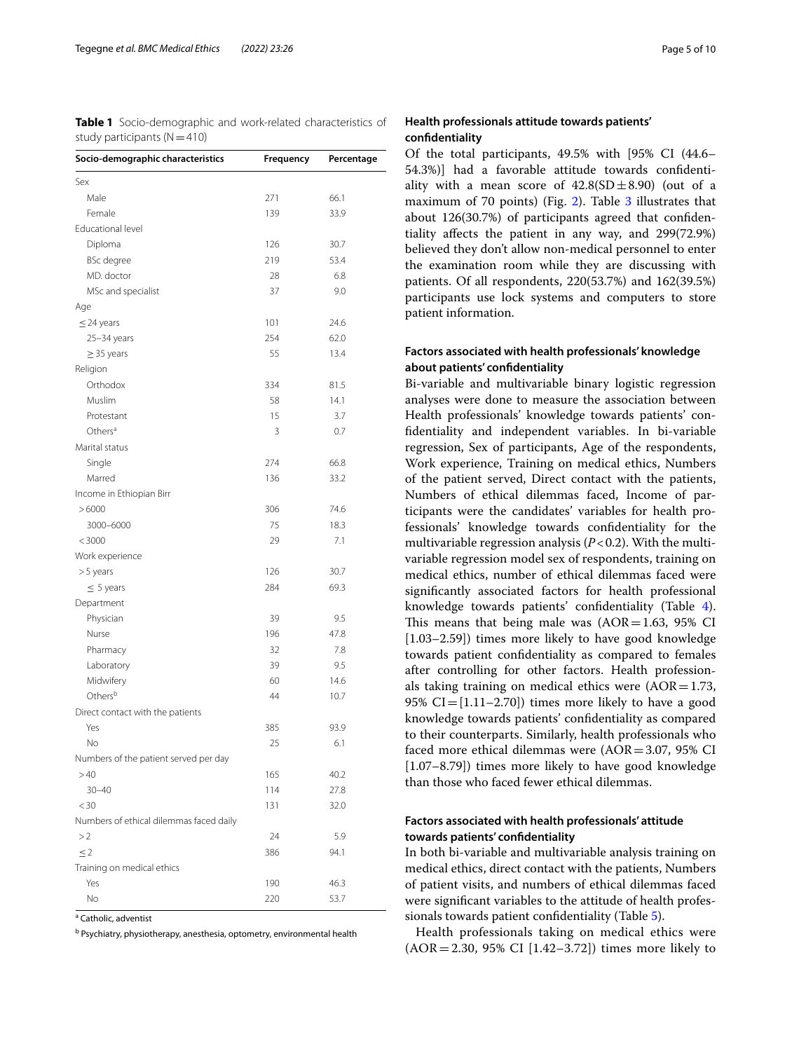**Table 1** Socio-demographic and work-related characteristics of study participants (N = 410)

| Socio-demographic characteristics | Frequency | Percentage |
|---|---|---|
| Sex | | |
| Male | 271 | 66.1 |
| Female | 139 | 33.9 |
| Educational level | | |
| Diploma | 126 | 30.7 |
| BSc degree | 219 | 53.4 |
| MD. doctor | 28 | 6.8 |
| MSc and specialist | 37 | 9.0 |
| Age | | |
| ≤ 24 years | 101 | 24.6 |
| 25–34 years | 254 | 62.0 |
| ≥ 35 years | 55 | 13.4 |
| Religion | | |
| Orthodox | 334 | 81.5 |
| Muslim | 58 | 14.1 |
| Protestant | 15 | 3.7 |
| Others[a] | 3 | 0.7 |
| Marital status | | |
| Single | 274 | 66.8 |
| Marred | 136 | 33.2 |
| Income in Ethiopian Birr | | |
| > 6000 | 306 | 74.6 |
| 3000–6000 | 75 | 18.3 |
| < 3000 | 29 | 7.1 |
| Work experience | | |
| > 5 years | 126 | 30.7 |
| ≤ 5 years | 284 | 69.3 |
| Department | | |
| Physician | 39 | 9.5 |
| Nurse | 196 | 47.8 |
| Pharmacy | 32 | 7.8 |
| Laboratory | 39 | 9.5 |
| Midwifery | 60 | 14.6 |
| Others[b] | 44 | 10.7 |
| Direct contact with the patients | | |
| Yes | 385 | 93.9 |
| No | 25 | 6.1 |
| Numbers of the patient served per day | | |
| > 40 | 165 | 40.2 |
| 30–40 | 114 | 27.8 |
| < 30 | 131 | 32.0 |
| Numbers of ethical dilemmas faced daily | | |
| > 2 | 24 | 5.9 |
| ≤ 2 | 386 | 94.1 |
| Training on medical ethics | | |
| Yes | 190 | 46.3 |
| No | 220 | 53.7 |

[a] Catholic, adventist

[b] Psychiatry, physiotherapy, anesthesia, optometry, environmental health

### Health professionals attitude towards patients' confidentiality

Of the total participants, 49.5% with [95% CI (44.6–54.3%)] had a favorable attitude towards confidentiality with a mean score of 42.8(SD ± 8.90) (out of a maximum of 70 points) (Fig. 2). Table 3 illustrates that about 126(30.7%) of participants agreed that confidentiality affects the patient in any way, and 299(72.9%) believed they don't allow non-medical personnel to enter the examination room while they are discussing with patients. Of all respondents, 220(53.7%) and 162(39.5%) participants use lock systems and computers to store patient information.

### Factors associated with health professionals' knowledge about patients' confidentiality

Bi-variable and multivariable binary logistic regression analyses were done to measure the association between Health professionals' knowledge towards patients' confidentiality and independent variables. In bi-variable regression, Sex of participants, Age of the respondents, Work experience, Training on medical ethics, Numbers of the patient served, Direct contact with the patients, Numbers of ethical dilemmas faced, Income of participants were the candidates' variables for health professionals' knowledge towards confidentiality for the multivariable regression analysis ($P < 0.2$). With the multivariable regression model sex of respondents, training on medical ethics, number of ethical dilemmas faced were significantly associated factors for health professional knowledge towards patients' confidentiality (Table 4). This means that being male was (AOR = 1.63, 95% CI [1.03–2.59]) times more likely to have good knowledge towards patient confidentiality as compared to females after controlling for other factors. Health professionals taking training on medical ethics were (AOR = 1.73, 95% CI = [1.11–2.70]) times more likely to have a good knowledge towards patients' confidentiality as compared to their counterparts. Similarly, health professionals who faced more ethical dilemmas were (AOR = 3.07, 95% CI [1.07–8.79]) times more likely to have good knowledge than those who faced fewer ethical dilemmas.

### Factors associated with health professionals' attitude towards patients' confidentiality

In both bi-variable and multivariable analysis training on medical ethics, direct contact with the patients, Numbers of patient visits, and numbers of ethical dilemmas faced were significant variables to the attitude of health professionals towards patient confidentiality (Table 5).

Health professionals taking on medical ethics were (AOR = 2.30, 95% CI [1.42–3.72]) times more likely to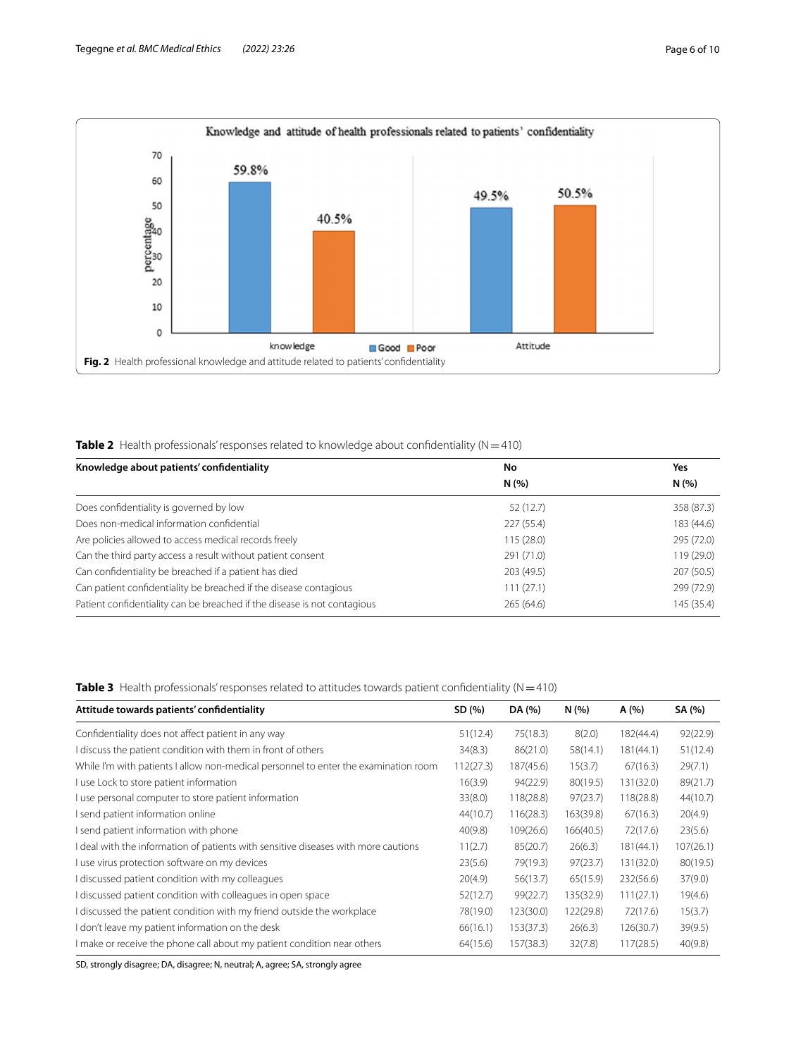**Fig. 2** Health professional knowledge and attitude related to patients' confidentiality

**Table 2** Health professionals' responses related to knowledge about confidentiality (N = 410)

| Knowledge about patients' confidentiality | No<br>N (%) | Yes<br>N (%) |
|---|---|---|
| Does confidentiality is governed by low | 52 (12.7) | 358 (87.3) |
| Does non-medical information confidential | 227 (55.4) | 183 (44.6) |
| Are policies allowed to access medical records freely | 115 (28.0) | 295 (72.0) |
| Can the third party access a result without patient consent | 291 (71.0) | 119 (29.0) |
| Can confidentiality be breached if a patient has died | 203 (49.5) | 207 (50.5) |
| Can patient confidentiality be breached if the disease contagious | 111 (27.1) | 299 (72.9) |
| Patient confidentiality can be breached if the disease is not contagious | 265 (64.6) | 145 (35.4) |

**Table 3** Health professionals' responses related to attitudes towards patient confidentiality (N = 410)

| Attitude towards patients' confidentiality | SD (%) | DA (%) | N (%) | A (%) | SA (%) |
|---|---|---|---|---|---|
| Confidentiality does not affect patient in any way | 51(12.4) | 75(18.3) | 8(2.0) | 182(44.4) | 92(22.9) |
| I discuss the patient condition with them in front of others | 34(8.3) | 86(21.0) | 58(14.1) | 181(44.1) | 51(12.4) |
| While I'm with patients I allow non-medical personnel to enter the examination room | 112(27.3) | 187(45.6) | 15(3.7) | 67(16.3) | 29(7.1) |
| I use Lock to store patient information | 16(3.9) | 94(22.9) | 80(19.5) | 131(32.0) | 89(21.7) |
| I use personal computer to store patient information | 33(8.0) | 118(28.8) | 97(23.7) | 118(28.8) | 44(10.7) |
| I send patient information online | 44(10.7) | 116(28.3) | 163(39.8) | 67(16.3) | 20(4.9) |
| I send patient information with phone | 40(9.8) | 109(26.6) | 166(40.5) | 72(17.6) | 23(5.6) |
| I deal with the information of patients with sensitive diseases with more cautions | 11(2.7) | 85(20.7) | 26(6.3) | 181(44.1) | 107(26.1) |
| I use virus protection software on my devices | 23(5.6) | 79(19.3) | 97(23.7) | 131(32.0) | 80(19.5) |
| I discussed patient condition with my colleagues | 20(4.9) | 56(13.7) | 65(15.9) | 232(56.6) | 37(9.0) |
| I discussed patient condition with colleagues in open space | 52(12.7) | 99(22.7) | 135(32.9) | 111(27.1) | 19(4.6) |
| I discussed the patient condition with my friend outside the workplace | 78(19.0) | 123(30.0) | 122(29.8) | 72(17.6) | 15(3.7) |
| I don't leave my patient information on the desk | 66(16.1) | 153(37.3) | 26(6.3) | 126(30.7) | 39(9.5) |
| I make or receive the phone call about my patient condition near others | 64(15.6) | 157(38.3) | 32(7.8) | 117(28.5) | 40(9.8) |

SD, strongly disagree; DA, disagree; N, neutral; A, agree; SA, strongly agree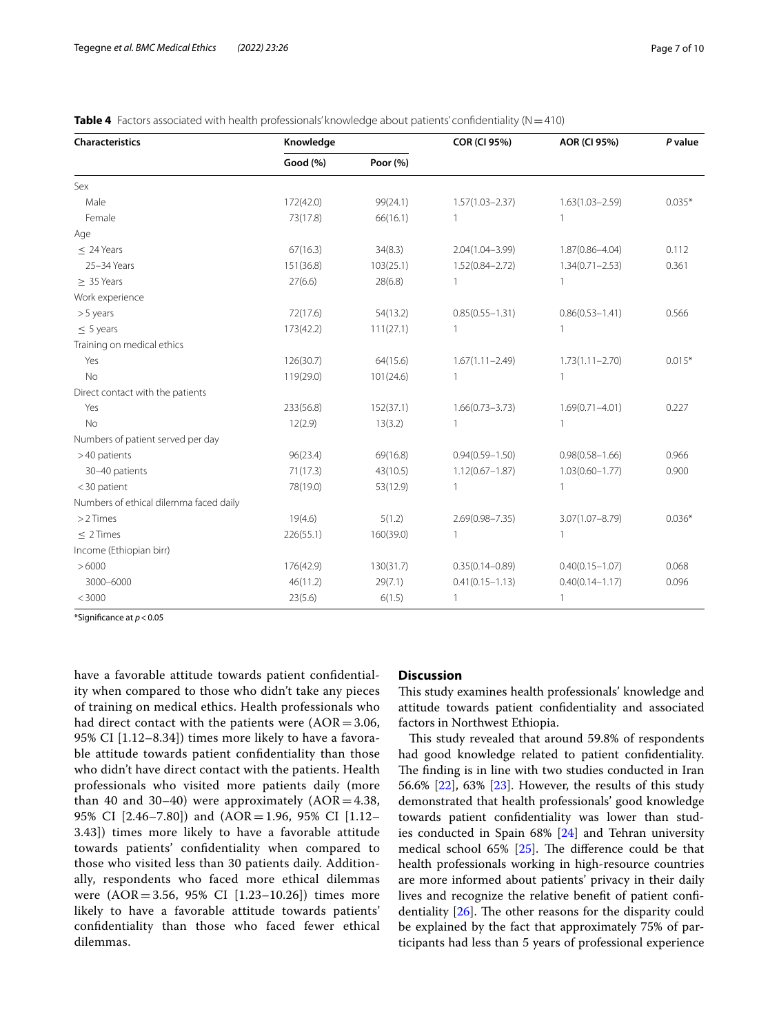**Table 4** Factors associated with health professionals' knowledge about patients' confidentiality (N = 410)

| Characteristics | Knowledge | | COR (CI 95%) | AOR (CI 95%) | *P* value |
|---|---|---|---|---|---|
| | Good (%) | Poor (%) | | | |
| Sex | | | | | |
| Male | 172(42.0) | 99(24.1) | 1.57(1.03–2.37) | 1.63(1.03–2.59) | 0.035* |
| Female | 73(17.8) | 66(16.1) | 1 | 1 | |
| Age | | | | | |
| ≤ 24 Years | 67(16.3) | 34(8.3) | 2.04(1.04–3.99) | 1.87(0.86–4.04) | 0.112 |
| 25–34 Years | 151(36.8) | 103(25.1) | 1.52(0.84–2.72) | 1.34(0.71–2.53) | 0.361 |
| ≥ 35 Years | 27(6.6) | 28(6.8) | 1 | 1 | |
| Work experience | | | | | |
| > 5 years | 72(17.6) | 54(13.2) | 0.85(0.55–1.31) | 0.86(0.53–1.41) | 0.566 |
| ≤ 5 years | 173(42.2) | 111(27.1) | 1 | 1 | |
| Training on medical ethics | | | | | |
| Yes | 126(30.7) | 64(15.6) | 1.67(1.11–2.49) | 1.73(1.11–2.70) | 0.015* |
| No | 119(29.0) | 101(24.6) | 1 | 1 | |
| Direct contact with the patients | | | | | |
| Yes | 233(56.8) | 152(37.1) | 1.66(0.73–3.73) | 1.69(0.71–4.01) | 0.227 |
| No | 12(2.9) | 13(3.2) | 1 | 1 | |
| Numbers of patient served per day | | | | | |
| > 40 patients | 96(23.4) | 69(16.8) | 0.94(0.59–1.50) | 0.98(0.58–1.66) | 0.966 |
| 30–40 patients | 71(17.3) | 43(10.5) | 1.12(0.67–1.87) | 1.03(0.60–1.77) | 0.900 |
| < 30 patient | 78(19.0) | 53(12.9) | 1 | 1 | |
| Numbers of ethical dilemma faced daily | | | | | |
| > 2 Times | 19(4.6) | 5(1.2) | 2.69(0.98–7.35) | 3.07(1.07–8.79) | 0.036* |
| ≤ 2 Times | 226(55.1) | 160(39.0) | 1 | 1 | |
| Income (Ethiopian birr) | | | | | |
| > 6000 | 176(42.9) | 130(31.7) | 0.35(0.14–0.89) | 0.40(0.15–1.07) | 0.068 |
| 3000–6000 | 46(11.2) | 29(7.1) | 0.41(0.15–1.13) | 0.40(0.14–1.17) | 0.096 |
| < 3000 | 23(5.6) | 6(1.5) | 1 | 1 | |

*Significance at $p < 0.05$

have a favorable attitude towards patient confidentiality when compared to those who didn't take any pieces of training on medical ethics. Health professionals who had direct contact with the patients were (AOR = 3.06, 95% CI [1.12–8.34]) times more likely to have a favorable attitude towards patient confidentiality than those who didn't have direct contact with the patients. Health professionals who visited more patients daily (more than 40 and 30–40) were approximately (AOR = 4.38, 95% CI [2.46–7.80]) and (AOR = 1.96, 95% CI [1.12–3.43]) times more likely to have a favorable attitude towards patients' confidentiality when compared to those who visited less than 30 patients daily. Additionally, respondents who faced more ethical dilemmas were (AOR = 3.56, 95% CI [1.23–10.26]) times more likely to have a favorable attitude towards patients' confidentiality than those who faced fewer ethical dilemmas.

## Discussion

This study examines health professionals' knowledge and attitude towards patient confidentiality and associated factors in Northwest Ethiopia.

This study revealed that around 59.8% of respondents had good knowledge related to patient confidentiality. The finding is in line with two studies conducted in Iran 56.6% [22], 63% [23]. However, the results of this study demonstrated that health professionals' good knowledge towards patient confidentiality was lower than studies conducted in Spain 68% [24] and Tehran university medical school 65% [25]. The difference could be that health professionals working in high-resource countries are more informed about patients' privacy in their daily lives and recognize the relative benefit of patient confidentiality [26]. The other reasons for the disparity could be explained by the fact that approximately 75% of participants had less than 5 years of professional experience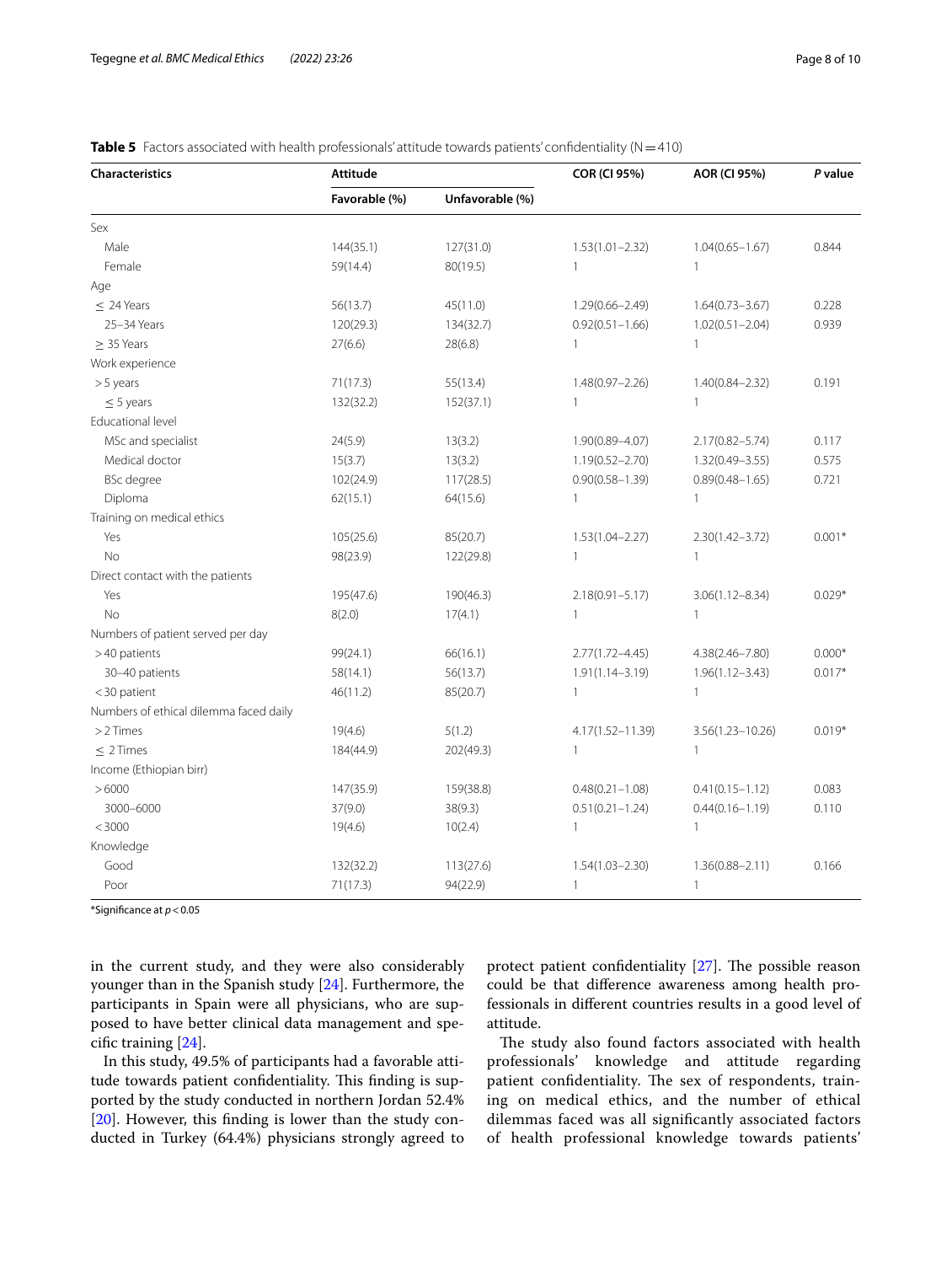**Table 5** Factors associated with health professionals' attitude towards patients' confidentiality (N = 410)

| Characteristics | Attitude | | COR (CI 95%) | AOR (CI 95%) | *P* value |
|---|---|---|---|---|---|
| | Favorable (%) | Unfavorable (%) | | | |
| Sex | | | | | |
| Male | 144(35.1) | 127(31.0) | 1.53(1.01–2.32) | 1.04(0.65–1.67) | 0.844 |
| Female | 59(14.4) | 80(19.5) | 1 | 1 | |
| Age | | | | | |
| ≤ 24 Years | 56(13.7) | 45(11.0) | 1.29(0.66–2.49) | 1.64(0.73–3.67) | 0.228 |
| 25–34 Years | 120(29.3) | 134(32.7) | 0.92(0.51–1.66) | 1.02(0.51–2.04) | 0.939 |
| ≥ 35 Years | 27(6.6) | 28(6.8) | 1 | 1 | |
| Work experience | | | | | |
| > 5 years | 71(17.3) | 55(13.4) | 1.48(0.97–2.26) | 1.40(0.84–2.32) | 0.191 |
| ≤ 5 years | 132(32.2) | 152(37.1) | 1 | 1 | |
| Educational level | | | | | |
| MSc and specialist | 24(5.9) | 13(3.2) | 1.90(0.89–4.07) | 2.17(0.82–5.74) | 0.117 |
| Medical doctor | 15(3.7) | 13(3.2) | 1.19(0.52–2.70) | 1.32(0.49–3.55) | 0.575 |
| BSc degree | 102(24.9) | 117(28.5) | 0.90(0.58–1.39) | 0.89(0.48–1.65) | 0.721 |
| Diploma | 62(15.1) | 64(15.6) | 1 | 1 | |
| Training on medical ethics | | | | | |
| Yes | 105(25.6) | 85(20.7) | 1.53(1.04–2.27) | 2.30(1.42–3.72) | 0.001* |
| No | 98(23.9) | 122(29.8) | 1 | 1 | |
| Direct contact with the patients | | | | | |
| Yes | 195(47.6) | 190(46.3) | 2.18(0.91–5.17) | 3.06(1.12–8.34) | 0.029* |
| No | 8(2.0) | 17(4.1) | 1 | 1 | |
| Numbers of patient served per day | | | | | |
| > 40 patients | 99(24.1) | 66(16.1) | 2.77(1.72–4.45) | 4.38(2.46–7.80) | 0.000* |
| 30–40 patients | 58(14.1) | 56(13.7) | 1.91(1.14–3.19) | 1.96(1.12–3.43) | 0.017* |
| < 30 patient | 46(11.2) | 85(20.7) | 1 | 1 | |
| Numbers of ethical dilemma faced daily | | | | | |
| > 2 Times | 19(4.6) | 5(1.2) | 4.17(1.52–11.39) | 3.56(1.23–10.26) | 0.019* |
| ≤ 2 Times | 184(44.9) | 202(49.3) | 1 | 1 | |
| Income (Ethiopian birr) | | | | | |
| > 6000 | 147(35.9) | 159(38.8) | 0.48(0.21–1.08) | 0.41(0.15–1.12) | 0.083 |
| 3000–6000 | 37(9.0) | 38(9.3) | 0.51(0.21–1.24) | 0.44(0.16–1.19) | 0.110 |
| < 3000 | 19(4.6) | 10(2.4) | 1 | 1 | |
| Knowledge | | | | | |
| Good | 132(32.2) | 113(27.6) | 1.54(1.03–2.30) | 1.36(0.88–2.11) | 0.166 |
| Poor | 71(17.3) | 94(22.9) | 1 | 1 | |

*Significance at $p < 0.05$

in the current study, and they were also considerably younger than in the Spanish study [24]. Furthermore, the participants in Spain were all physicians, who are supposed to have better clinical data management and specific training [24].

In this study, 49.5% of participants had a favorable attitude towards patient confidentiality. This finding is supported by the study conducted in northern Jordan 52.4% [20]. However, this finding is lower than the study conducted in Turkey (64.4%) physicians strongly agreed to protect patient confidentiality [27]. The possible reason could be that difference awareness among health professionals in different countries results in a good level of attitude.

The study also found factors associated with health professionals' knowledge and attitude regarding patient confidentiality. The sex of respondents, training on medical ethics, and the number of ethical dilemmas faced was all significantly associated factors of health professional knowledge towards patients'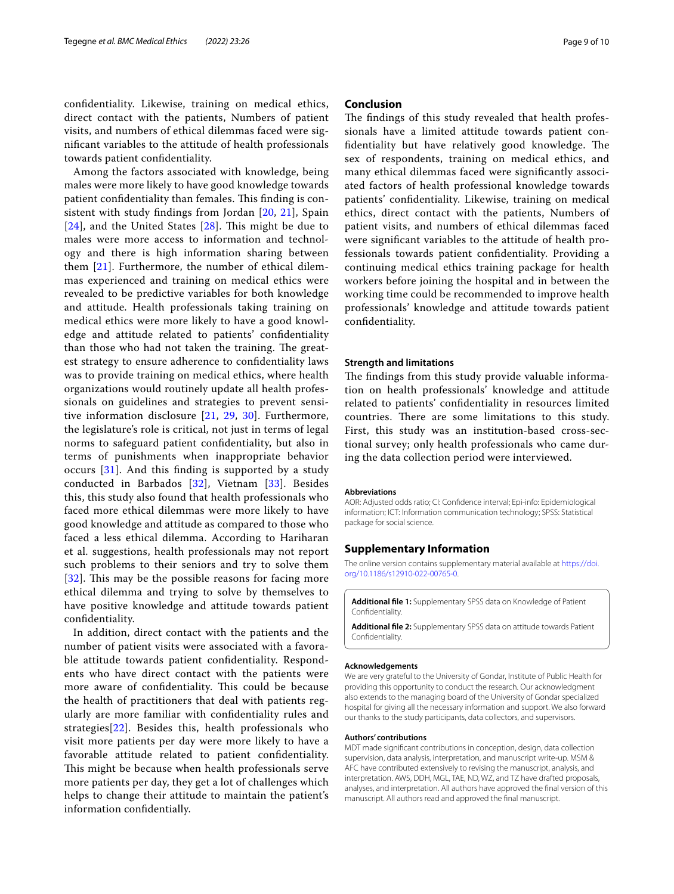confidentiality. Likewise, training on medical ethics, direct contact with the patients, Numbers of patient visits, and numbers of ethical dilemmas faced were significant variables to the attitude of health professionals towards patient confidentiality.

Among the factors associated with knowledge, being males were more likely to have good knowledge towards patient confidentiality than females. This finding is consistent with study findings from Jordan [20, 21], Spain [24], and the United States [28]. This might be due to males were more access to information and technology and there is high information sharing between them [21]. Furthermore, the number of ethical dilemmas experienced and training on medical ethics were revealed to be predictive variables for both knowledge and attitude. Health professionals taking training on medical ethics were more likely to have a good knowledge and attitude related to patients' confidentiality than those who had not taken the training. The greatest strategy to ensure adherence to confidentiality laws was to provide training on medical ethics, where health organizations would routinely update all health professionals on guidelines and strategies to prevent sensitive information disclosure [21, 29, 30]. Furthermore, the legislature's role is critical, not just in terms of legal norms to safeguard patient confidentiality, but also in terms of punishments when inappropriate behavior occurs [31]. And this finding is supported by a study conducted in Barbados [32], Vietnam [33]. Besides this, this study also found that health professionals who faced more ethical dilemmas were more likely to have good knowledge and attitude as compared to those who faced a less ethical dilemma. According to Hariharan et al. suggestions, health professionals may not report such problems to their seniors and try to solve them [32]. This may be the possible reasons for facing more ethical dilemma and trying to solve by themselves to have positive knowledge and attitude towards patient confidentiality.

In addition, direct contact with the patients and the number of patient visits were associated with a favorable attitude towards patient confidentiality. Respondents who have direct contact with the patients were more aware of confidentiality. This could be because the health of practitioners that deal with patients regularly are more familiar with confidentiality rules and strategies[22]. Besides this, health professionals who visit more patients per day were more likely to have a favorable attitude related to patient confidentiality. This might be because when health professionals serve more patients per day, they get a lot of challenges which helps to change their attitude to maintain the patient's information confidentially.

## Conclusion

The findings of this study revealed that health professionals have a limited attitude towards patient confidentiality but have relatively good knowledge. The sex of respondents, training on medical ethics, and many ethical dilemmas faced were significantly associated factors of health professional knowledge towards patients' confidentiality. Likewise, training on medical ethics, direct contact with the patients, Numbers of patient visits, and numbers of ethical dilemmas faced were significant variables to the attitude of health professionals towards patient confidentiality. Providing a continuing medical ethics training package for health workers before joining the hospital and in between the working time could be recommended to improve health professionals' knowledge and attitude towards patient confidentiality.

### Strength and limitations

The findings from this study provide valuable information on health professionals' knowledge and attitude related to patients' confidentiality in resources limited countries. There are some limitations to this study. First, this study was an institution-based cross-sectional survey; only health professionals who came during the data collection period were interviewed.

#### Abbreviations

AOR: Adjusted odds ratio; CI: Confidence interval; Epi-info: Epidemiological information; ICT: Information communication technology; SPSS: Statistical package for social science.

## Supplementary Information

The online version contains supplementary material available at https://doi.org/10.1186/s12910-022-00765-0.

**Additional file 1:** Supplementary SPSS data on Knowledge of Patient Confidentiality.

**Additional file 2:** Supplementary SPSS data on attitude towards Patient Confidentiality.

#### Acknowledgements

We are very grateful to the University of Gondar, Institute of Public Health for providing this opportunity to conduct the research. Our acknowledgment also extends to the managing board of the University of Gondar specialized hospital for giving all the necessary information and support. We also forward our thanks to the study participants, data collectors, and supervisors.

#### Authors' contributions

MDT made significant contributions in conception, design, data collection supervision, data analysis, interpretation, and manuscript write-up. MSM & AFC have contributed extensively to revising the manuscript, analysis, and interpretation. AWS, DDH, MGL, TAE, ND, WZ, and TZ have drafted proposals, analyses, and interpretation. All authors have approved the final version of this manuscript. All authors read and approved the final manuscript.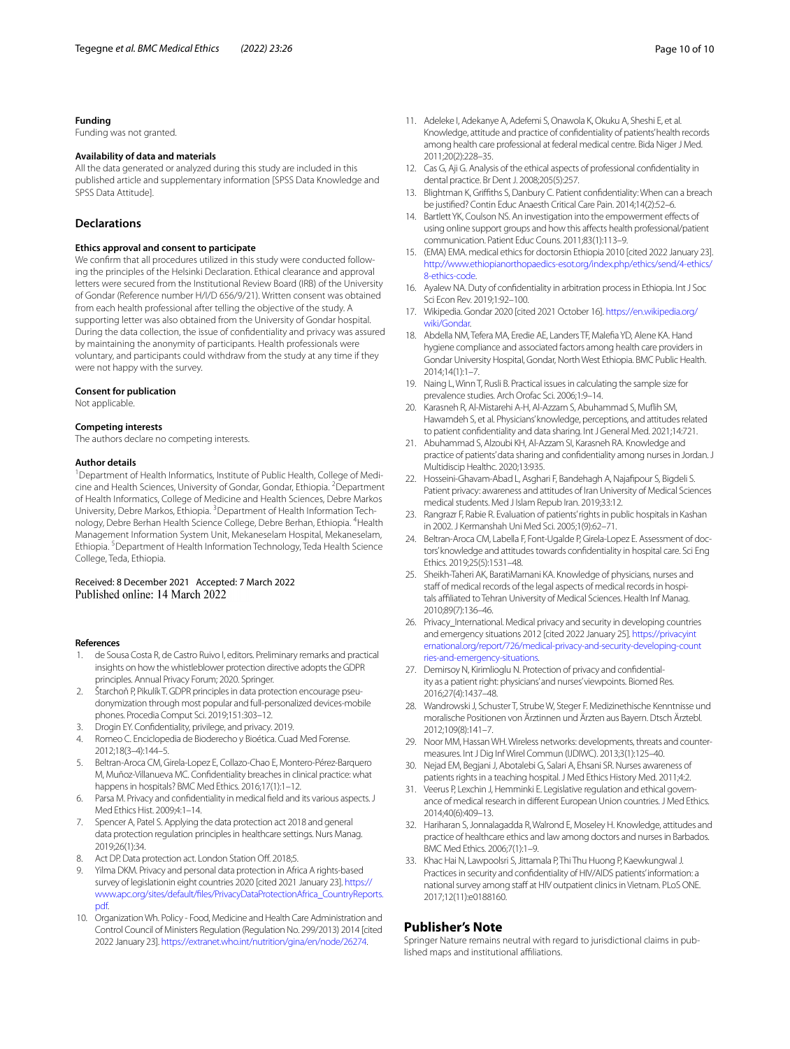#### Funding

Funding was not granted.

#### Availability of data and materials

All the data generated or analyzed during this study are included in this published article and supplementary information [SPSS Data Knowledge and SPSS Data Attitude].

## Declarations

#### Ethics approval and consent to participate

We confirm that all procedures utilized in this study were conducted following the principles of the Helsinki Declaration. Ethical clearance and approval letters were secured from the Institutional Review Board (IRB) of the University of Gondar (Reference number H/I/D 656/9/21). Written consent was obtained from each health professional after telling the objective of the study. A supporting letter was also obtained from the University of Gondar hospital. During the data collection, the issue of confidentiality and privacy was assured by maintaining the anonymity of participants. Health professionals were voluntary, and participants could withdraw from the study at any time if they were not happy with the survey.

#### Consent for publication

Not applicable.

#### Competing interests

The authors declare no competing interests.

#### Author details

[1]Department of Health Informatics, Institute of Public Health, College of Medicine and Health Sciences, University of Gondar, Gondar, Ethiopia. [2]Department of Health Informatics, College of Medicine and Health Sciences, Debre Markos University, Debre Markos, Ethiopia. [3]Department of Health Information Technology, Debre Berhan Health Science College, Debre Berhan, Ethiopia. [4]Health Management Information System Unit, Mekaneselam Hospital, Mekaneselam, Ethiopia. [5]Department of Health Information Technology, Teda Health Science College, Teda, Ethiopia.

Received: 8 December 2021 Accepted: 7 March 2022
Published online: 14 March 2022

#### References

1. de Sousa Costa R, de Castro Ruivo I, editors. Preliminary remarks and practical insights on how the whistleblower protection directive adopts the GDPR principles. Annual Privacy Forum; 2020. Springer.
2. Štarchoň P, Pikulík T. GDPR principles in data protection encourage pseudonymization through most popular and full-personalized devices-mobile phones. Procedia Comput Sci. 2019;151:303–12.
3. Drogin EY. Confidentiality, privilege, and privacy. 2019.
4. Romeo C. Enciclopedia de Bioderecho y Bioética. Cuad Med Forense. 2012;18(3–4):144–5.
5. Beltran-Aroca CM, Girela-Lopez E, Collazo-Chao E, Montero-Pérez-Barquero M, Muñoz-Villanueva MC. Confidentiality breaches in clinical practice: what happens in hospitals? BMC Med Ethics. 2016;17(1):1–12.
6. Parsa M. Privacy and confidentiality in medical field and its various aspects. J Med Ethics Hist. 2009;4:1–14.
7. Spencer A, Patel S. Applying the data protection act 2018 and general data protection regulation principles in healthcare settings. Nurs Manag. 2019;26(1):34.
8. Act DP. Data protection act. London Station Off. 2018;5.
9. Yilma DKM. Privacy and personal data protection in Africa A rights-based survey of legislationin eight countries 2020 [cited 2021 January 23]. https://www.apc.org/sites/default/files/PrivacyDataProtectionAfrica_CountryReports.pdf.
10. Organization Wh. Policy - Food, Medicine and Health Care Administration and Control Council of Ministers Regulation (Regulation No. 299/2013) 2014 [cited 2022 January 23]. https://extranet.who.int/nutrition/gina/en/node/26274.
11. Adeleke I, Adekanye A, Adefemi S, Onawola K, Okuku A, Sheshi E, et al. Knowledge, attitude and practice of confidentiality of patients' health records among health care professional at federal medical centre. Bida Niger J Med. 2011;20(2):228–35.
12. Cas G, Aji G. Analysis of the ethical aspects of professional confidentiality in dental practice. Br Dent J. 2008;205(5):257.
13. Blightman K, Griffiths S, Danbury C. Patient confidentiality: When can a breach be justified? Contin Educ Anaesth Critical Care Pain. 2014;14(2):52–6.
14. Bartlett YK, Coulson NS. An investigation into the empowerment effects of using online support groups and how this affects health professional/patient communication. Patient Educ Couns. 2011;83(1):113–9.
15. (EMA) EMA. medical ethics for doctorsin Ethiopia 2010 [cited 2022 January 23]. http://www.ethiopianorthopaedics-esot.org/index.php/ethics/send/4-ethics/8-ethics-code.
16. Ayalew NA. Duty of confidentiality in arbitration process in Ethiopia. Int J Soc Sci Econ Rev. 2019;1:92–100.
17. Wikipedia. Gondar 2020 [cited 2021 October 16]. https://en.wikipedia.org/wiki/Gondar.
18. Abdella NM, Tefera MA, Eredie AE, Landers TF, Malefia YD, Alene KA. Hand hygiene compliance and associated factors among health care providers in Gondar University Hospital, Gondar, North West Ethiopia. BMC Public Health. 2014;14(1):1–7.
19. Naing L, Winn T, Rusli B. Practical issues in calculating the sample size for prevalence studies. Arch Orofac Sci. 2006;1:9–14.
20. Karasneh R, Al-Mistarehi A-H, Al-Azzam S, Abuhammad S, Muflih SM, Hawamdeh S, et al. Physicians' knowledge, perceptions, and attitudes related to patient confidentiality and data sharing. Int J General Med. 2021;14:721.
21. Abuhammad S, Alzoubi KH, Al-Azzam SI, Karasneh RA. Knowledge and practice of patients' data sharing and confidentiality among nurses in Jordan. J Multidiscip Healthc. 2020;13:935.
22. Hosseini-Ghavam-Abad L, Asghari F, Bandehagh A, Najafipour S, Bigdeli S. Patient privacy: awareness and attitudes of Iran University of Medical Sciences medical students. Med J Islam Repub Iran. 2019;33:12.
23. Rangrazr F, Rabie R. Evaluation of patients' rights in public hospitals in Kashan in 2002. J Kermanshah Uni Med Sci. 2005;1(9):62–71.
24. Beltran-Aroca CM, Labella F, Font-Ugalde P, Girela-Lopez E. Assessment of doctors' knowledge and attitudes towards confidentiality in hospital care. Sci Eng Ethics. 2019;25(5):1531–48.
25. Sheikh-Taheri AK, BaratiMarnani KA. Knowledge of physicians, nurses and staff of medical records of the legal aspects of medical records in hospitals affiliated to Tehran University of Medical Sciences. Health Inf Manag. 2010;89(7):136–46.
26. Privacy_International. Medical privacy and security in developing countries and emergency situations 2012 [cited 2022 January 25]. https://privacyinternational.org/report/726/medical-privacy-and-security-developing-countries-and-emergency-situations.
27. Demirsoy N, Kirimlioglu N. Protection of privacy and confidentiality as a patient right: physicians' and nurses' viewpoints. Biomed Res. 2016;27(4):1437–48.
28. Wandrowski J, Schuster T, Strube W, Steger F. Medizinethische Kenntnisse und moralische Positionen von Ärztinnen und Ärzten aus Bayern. Dtsch Ärztebl. 2012;109(8):141–7.
29. Noor MM, Hassan WH. Wireless networks: developments, threats and countermeasures. Int J Dig Inf Wirel Commun (IJDIWC). 2013;3(1):125–40.
30. Nejad EM, Begjani J, Abotalebi G, Salari A, Ehsani SR. Nurses awareness of patients rights in a teaching hospital. J Med Ethics History Med. 2011;4:2.
31. Veerus P, Lexchin J, Hemminki E. Legislative regulation and ethical governance of medical research in different European Union countries. J Med Ethics. 2014;40(6):409–13.
32. Hariharan S, Jonnalagadda R, Walrond E, Moseley H. Knowledge, attitudes and practice of healthcare ethics and law among doctors and nurses in Barbados. BMC Med Ethics. 2006;7(1):1–9.
33. Khac Hai N, Lawpoolsri S, Jittamala P, Thi Thu Huong P, Kaewkungwal J. Practices in security and confidentiality of HIV/AIDS patients' information: a national survey among staff at HIV outpatient clinics in Vietnam. PLoS ONE. 2017;12(11):e0188160.

## Publisher's Note

Springer Nature remains neutral with regard to jurisdictional claims in published maps and institutional affiliations.